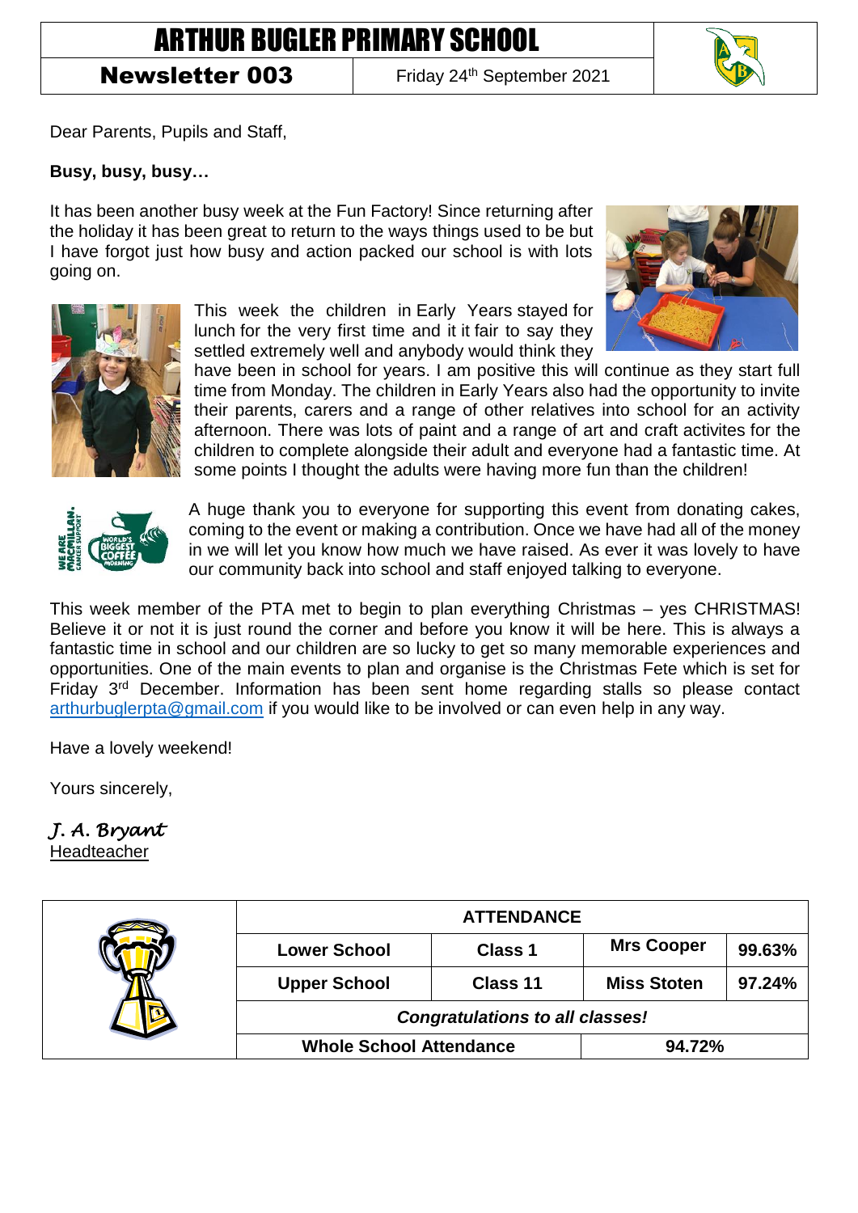# ARTHUR BUGLER PRIMARY SCHOOL

**Newsletter 003** | Friday 24th September 2021

Dear Parents, Pupils and Staff,

**Busy, busy, busy…**

It has been another busy week at the Fun Factory! Since returning after the holiday it has been great to return to the ways things used to be but I have forgot just how busy and action packed our school is with lots going on.

This week the children in Early Years stayed for lunch for the very first time and it it fair to say they settled extremely well and anybody would think they have been in school for years. I am positive this will continue as they start full time from Monday. The children in Early Years also had the opportunity to invite their parents, carers and a range of other relatives into school for an activity afternoon. There was lots of paint and a range of art and craft activites for the children to complete alongside their adult and everyone had a fantastic time. At some points I thought the adults were having more fun than the children!

A huge thank you to everyone for supporting this event from donating cakes, coming to the event or making a contribution. Once we have had all of the money in we will let you know how much we have raised. As ever it was lovely to have our community back into school and staff enjoyed talking to everyone.

This week member of the PTA met to begin to plan everything Christmas – yes CHRISTMAS! Believe it or not it is just round the corner and before you know it will be here. This is always a fantastic time in school and our children are so lucky to get so many memorable experiences and opportunities. One of the main events to plan and organise is the Christmas Fete which is set for Friday 3rd December. Information has been sent home regarding stalls so please contact arthurbuglerpta@gmail.com if you would like to be involved or can even help in any way.

Have a lovely weekend!

Yours sincerely,

*J. A. Bryant*
Headteacher

| ATTENDANCE | | | |
|---|---|---|---|
| **Lower School** | **Class 1** | **Mrs Cooper** | **99.63%** |
| **Upper School** | **Class 11** | **Miss Stoten** | **97.24%** |
| ***Congratulations to all classes!*** | | | |
| **Whole School Attendance** | | **94.72%** | |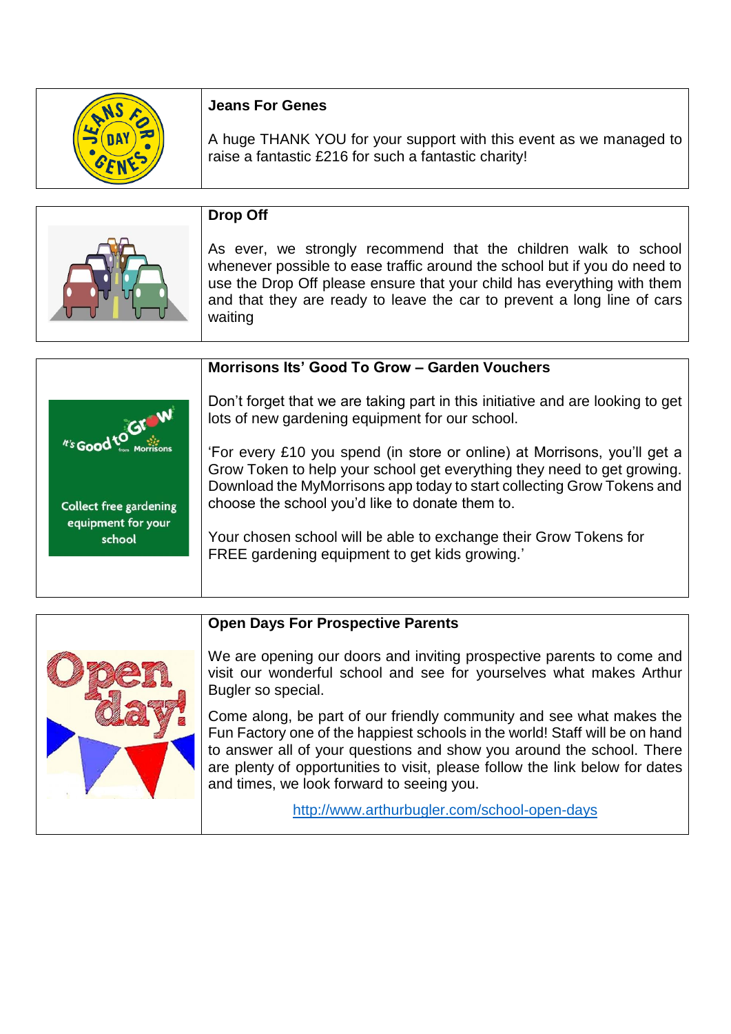### Jeans For Genes

A huge THANK YOU for your support with this event as we managed to raise a fantastic £216 for such a fantastic charity!

### Drop Off

As ever, we strongly recommend that the children walk to school whenever possible to ease traffic around the school but if you do need to use the Drop Off please ensure that your child has everything with them and that they are ready to leave the car to prevent a long line of cars waiting

### Morrisons Its' Good To Grow – Garden Vouchers

Don't forget that we are taking part in this initiative and are looking to get lots of new gardening equipment for our school.

'For every £10 you spend (in store or online) at Morrisons, you'll get a Grow Token to help your school get everything they need to get growing. Download the MyMorrisons app today to start collecting Grow Tokens and choose the school you'd like to donate them to.

Your chosen school will be able to exchange their Grow Tokens for FREE gardening equipment to get kids growing.'

### Open Days For Prospective Parents

We are opening our doors and inviting prospective parents to come and visit our wonderful school and see for yourselves what makes Arthur Bugler so special.

Come along, be part of our friendly community and see what makes the Fun Factory one of the happiest schools in the world! Staff will be on hand to answer all of your questions and show you around the school. There are plenty of opportunities to visit, please follow the link below for dates and times, we look forward to seeing you.

http://www.arthurbugler.com/school-open-days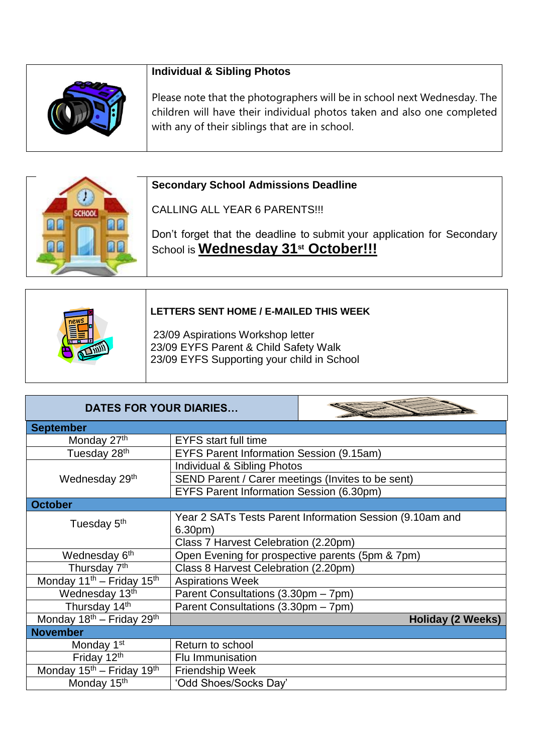### Individual & Sibling Photos

Please note that the photographers will be in school next Wednesday. The children will have their individual photos taken and also one completed with any of their siblings that are in school.

### Secondary School Admissions Deadline

CALLING ALL YEAR 6 PARENTS!!!

Don't forget that the deadline to submit your application for Secondary School is **Wednesday 31st October!!!**

### LETTERS SENT HOME / E-MAILED THIS WEEK

23/09 Aspirations Workshop letter
23/09 EYFS Parent & Child Safety Walk
23/09 EYFS Supporting your child in School

| DATES FOR YOUR DIARIES… | |
|---|---|
| **September** | |
| Monday 27th | EYFS start full time |
| Tuesday 28th | EYFS Parent Information Session (9.15am) |
| Wednesday 29th | Individual & Sibling Photos |
| | SEND Parent / Carer meetings (Invites to be sent) |
| | EYFS Parent Information Session (6.30pm) |
| **October** | |
| Tuesday 5th | Year 2 SATs Tests Parent Information Session (9.10am and 6.30pm) |
| | Class 7 Harvest Celebration (2.20pm) |
| Wednesday 6th | Open Evening for prospective parents (5pm & 7pm) |
| Thursday 7th | Class 8 Harvest Celebration (2.20pm) |
| Monday 11th – Friday 15th | Aspirations Week |
| Wednesday 13th | Parent Consultations (3.30pm – 7pm) |
| Thursday 14th | Parent Consultations (3.30pm – 7pm) |
| Monday 18th – Friday 29th | **Holiday (2 Weeks)** |
| **November** | |
| Monday 1st | Return to school |
| Friday 12th | Flu Immunisation |
| Monday 15th – Friday 19th | Friendship Week |
| Monday 15th | 'Odd Shoes/Socks Day' |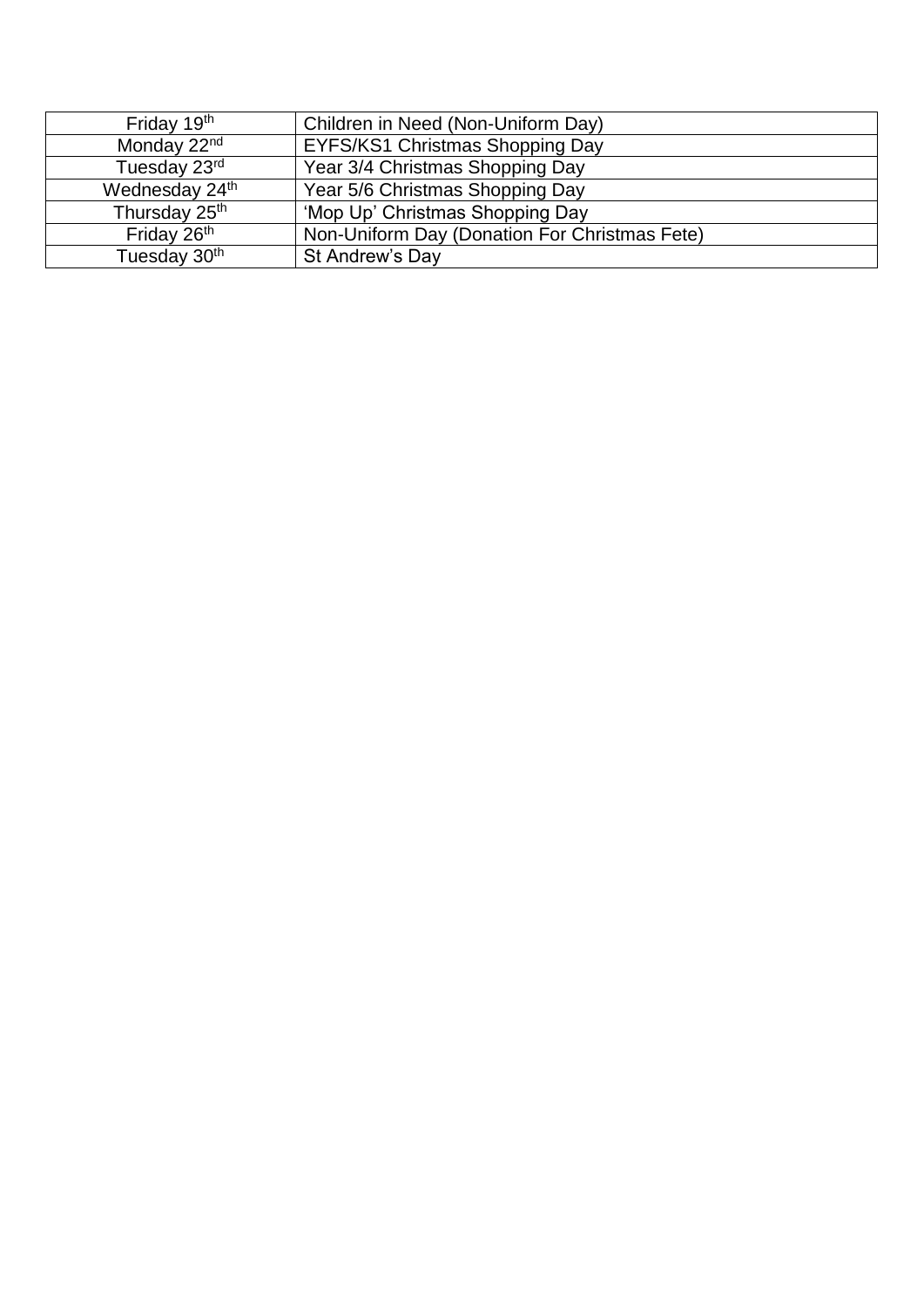| | |
|---|---|
| Friday 19th | Children in Need (Non-Uniform Day) |
| Monday 22nd | EYFS/KS1 Christmas Shopping Day |
| Tuesday 23rd | Year 3/4 Christmas Shopping Day |
| Wednesday 24th | Year 5/6 Christmas Shopping Day |
| Thursday 25th | 'Mop Up' Christmas Shopping Day |
| Friday 26th | Non-Uniform Day (Donation For Christmas Fete) |
| Tuesday 30th | St Andrew's Day |